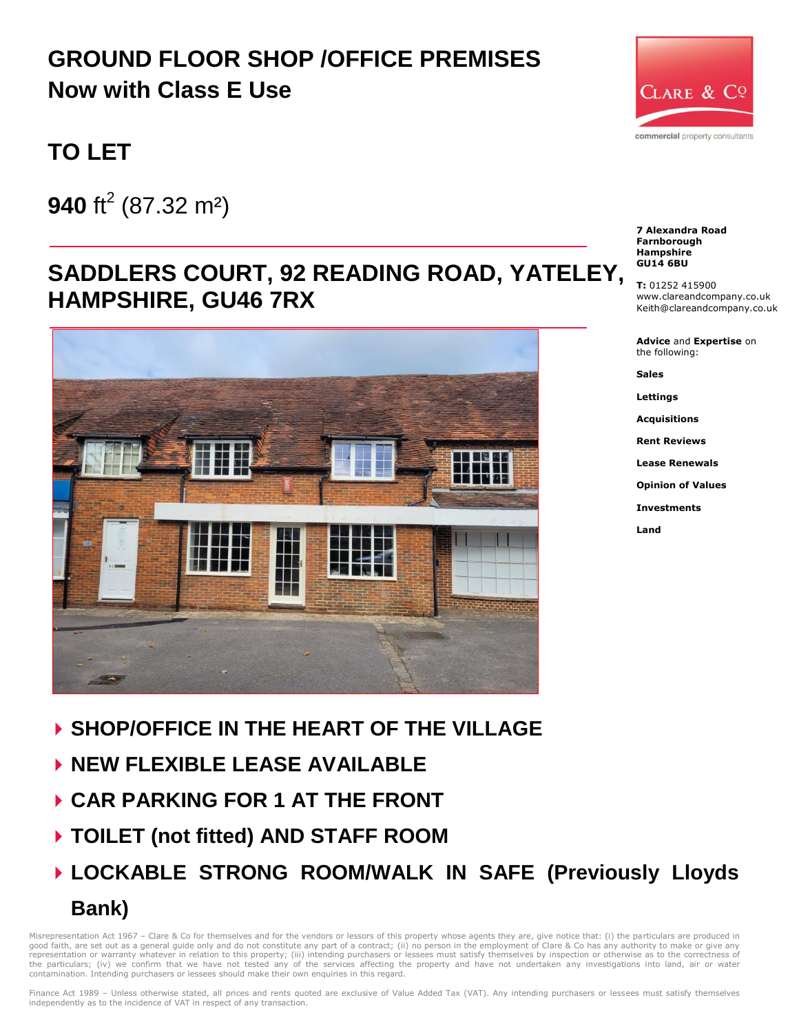# GROUND FLOOR SHOP /OFFICE PREMISES
## Now with Class E Use

## TO LET

**940** ft$^2$ (87.32 m²)

## SADDLERS COURT, 92 READING ROAD, YATELEY, HAMPSHIRE, GU46 7RX

- **SHOP/OFFICE IN THE HEART OF THE VILLAGE**
- **NEW FLEXIBLE LEASE AVAILABLE**
- **CAR PARKING FOR 1 AT THE FRONT**
- **TOILET (not fitted) AND STAFF ROOM**
- **LOCKABLE STRONG ROOM/WALK IN SAFE (Previously Lloyds Bank)**

CLARE & Co
commercial property consultants

**7 Alexandra Road**
**Farnborough**
**Hampshire**
**GU14 6BU**

**T:** 01252 415900
www.clareandcompany.co.uk
Keith@clareandcompany.co.uk

**Advice** and **Expertise** on the following:

**Sales**

**Lettings**

**Acquisitions**

**Rent Reviews**

**Lease Renewals**

**Opinion of Values**

**Investments**

**Land**

Misrepresentation Act 1967 – Clare & Co for themselves and for the vendors or lessors of this property whose agents they are, give notice that: (i) the particulars are produced in good faith, are set out as a general guide only and do not constitute any part of a contract; (ii) no person in the employment of Clare & Co has any authority to make or give any representation or warranty whatever in relation to this property; (iii) intending purchasers or lessees must satisfy themselves by inspection or otherwise as to the correctness of the particulars; (iv) we confirm that we have not tested any of the services affecting the property and have not undertaken any investigations into land, air or water contamination. Intending purchasers or lessees should make their own enquiries in this regard.

Finance Act 1989 – Unless otherwise stated, all prices and rents quoted are exclusive of Value Added Tax (VAT). Any intending purchasers or lessees must satisfy themselves independently as to the incidence of VAT in respect of any transaction.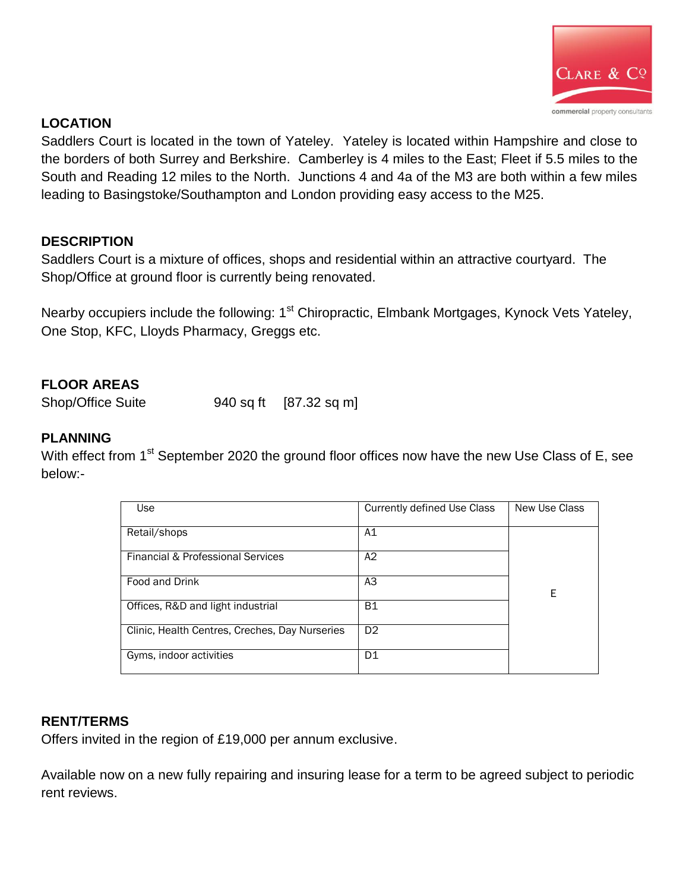## LOCATION

Saddlers Court is located in the town of Yateley. Yateley is located within Hampshire and close to the borders of both Surrey and Berkshire. Camberley is 4 miles to the East; Fleet if 5.5 miles to the South and Reading 12 miles to the North. Junctions 4 and 4a of the M3 are both within a few miles leading to Basingstoke/Southampton and London providing easy access to the M25.

## DESCRIPTION

Saddlers Court is a mixture of offices, shops and residential within an attractive courtyard. The Shop/Office at ground floor is currently being renovated.

Nearby occupiers include the following: 1st Chiropractic, Elmbank Mortgages, Kynock Vets Yateley, One Stop, KFC, Lloyds Pharmacy, Greggs etc.

## FLOOR AREAS

Shop/Office Suite 940 sq ft [87.32 sq m]

## PLANNING

With effect from 1st September 2020 the ground floor offices now have the new Use Class of E, see below:-

| Use | Currently defined Use Class | New Use Class |
|---|---|---|
| Retail/shops | A1 | E |
| Financial & Professional Services | A2 | |
| Food and Drink | A3 | |
| Offices, R&D and light industrial | B1 | |
| Clinic, Health Centres, Creches, Day Nurseries | D2 | |
| Gyms, indoor activities | D1 | |

## RENT/TERMS

Offers invited in the region of £19,000 per annum exclusive.

Available now on a new fully repairing and insuring lease for a term to be agreed subject to periodic rent reviews.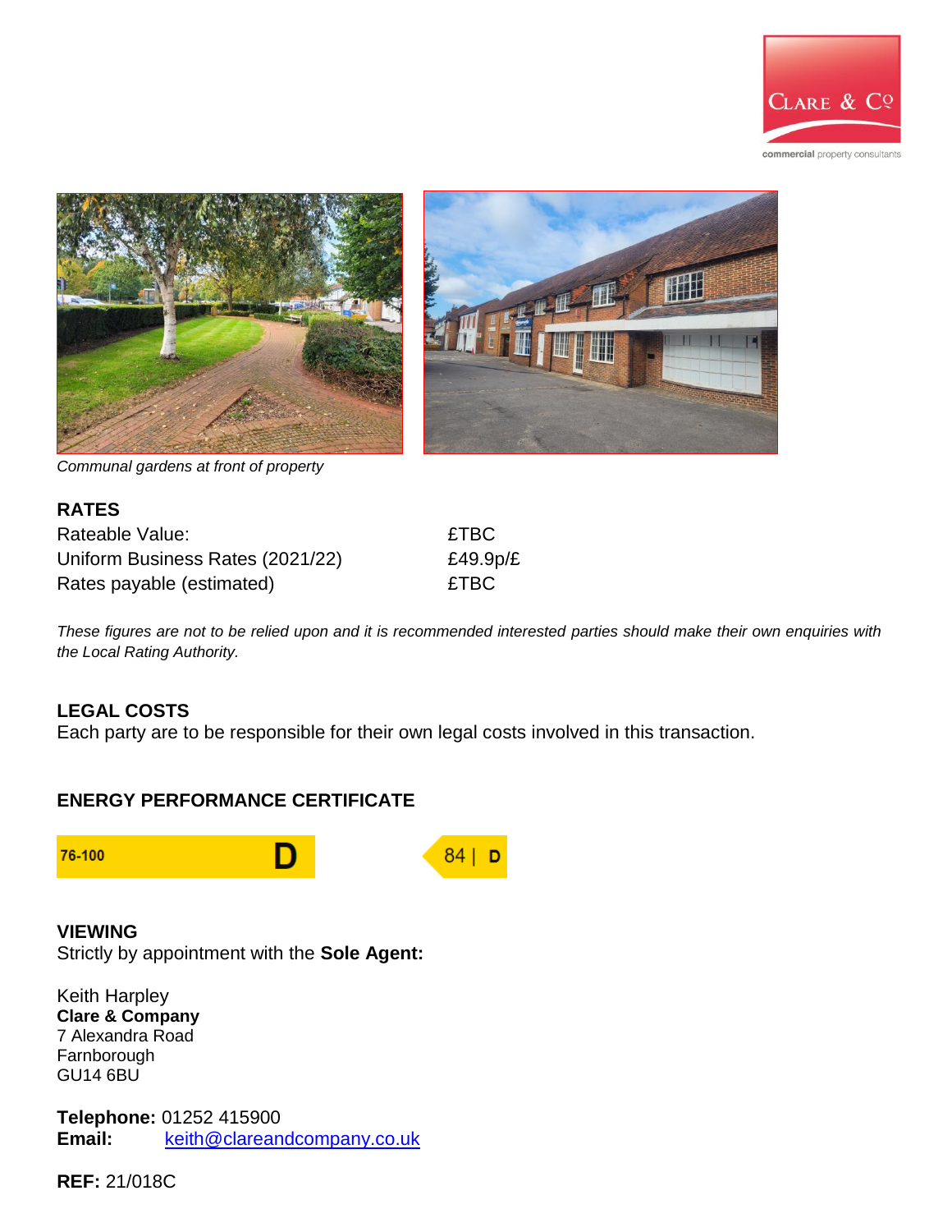*Communal gardens at front of property*

## RATES

| | |
|---|---|
| Rateable Value: | £TBC |
| Uniform Business Rates (2021/22) | £49.9p/£ |
| Rates payable (estimated) | £TBC |

*These figures are not to be relied upon and it is recommended interested parties should make their own enquiries with the Local Rating Authority.*

## LEGAL COSTS

Each party are to be responsible for their own legal costs involved in this transaction.

## ENERGY PERFORMANCE CERTIFICATE

76-100 **D** 84 | D

## VIEWING

Strictly by appointment with the **Sole Agent:**

Keith Harpley
**Clare & Company**
7 Alexandra Road
Farnborough
GU14 6BU

**Telephone:** 01252 415900
**Email:** keith@clareandcompany.co.uk

**REF:** 21/018C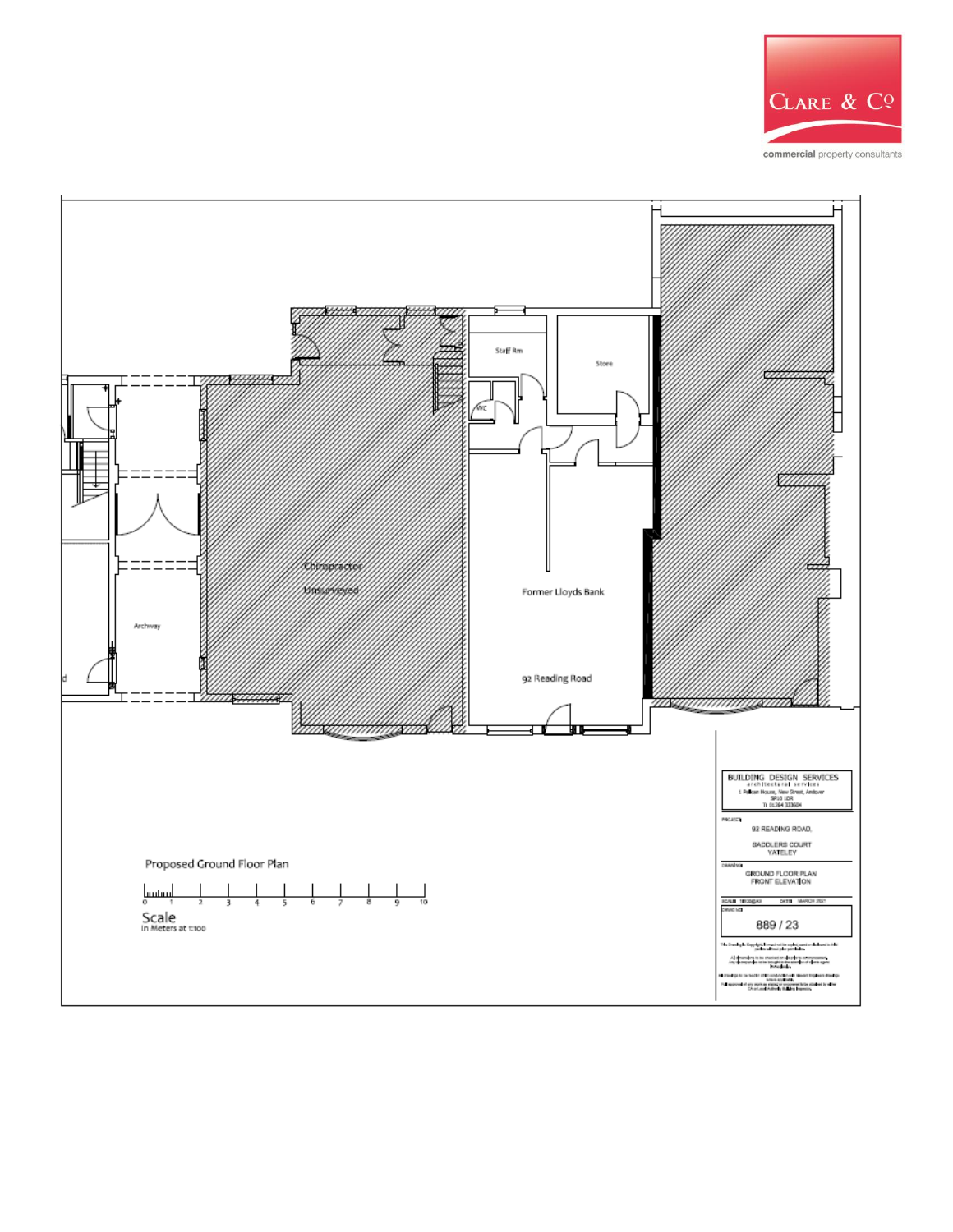CLARE & Co

commercial property consultants

Staff Rm

Store

WC

Chiropractor

Unsurveyed

Archway

Former Lloyds Bank

92 Reading Road

Proposed Ground Floor Plan

0 1 2 3 4 5 6 7 8 9 10

Scale

In Meters at 1:100

BUILDING DESIGN SERVICES

architectural services

1 Pelican House, New Street, Andover

SP10 1DR

T: 01264 333604

PROJECT:

92 READING ROAD,

SADDLERS COURT

YATELEY

DRAWING:

GROUND FLOOR PLAN

FRONT ELEVATION

DATE: MARCH 2021

889 / 23